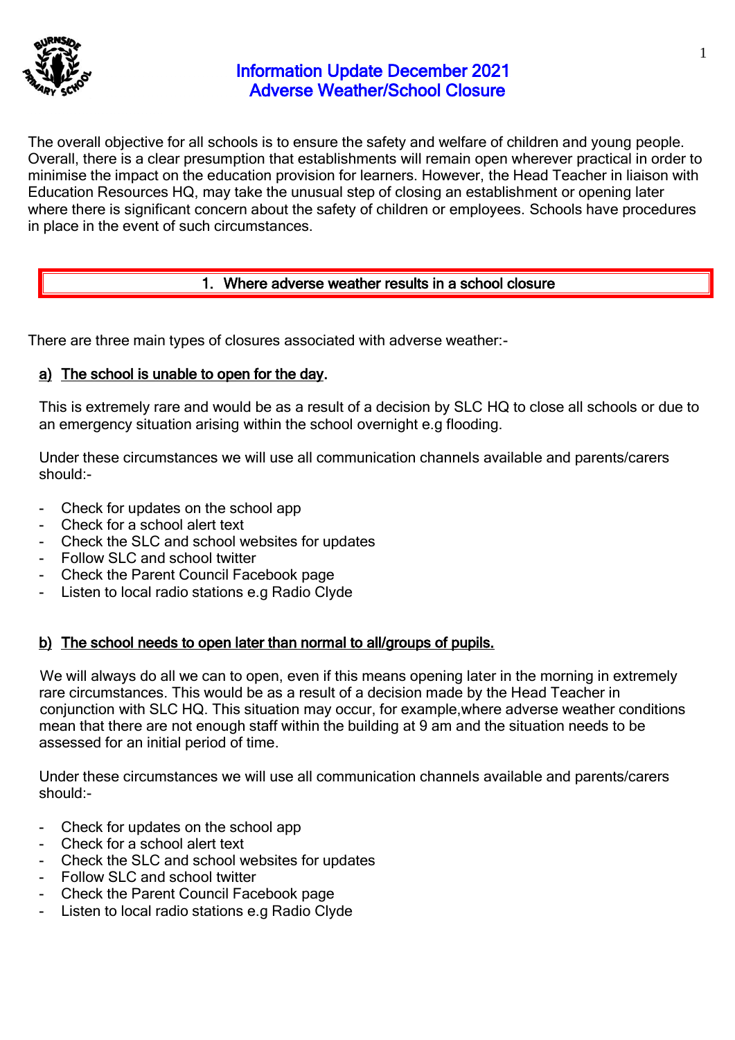# Information Update December 2021
# Adverse Weather/School Closure

The overall objective for all schools is to ensure the safety and welfare of children and young people. Overall, there is a clear presumption that establishments will remain open wherever practical in order to minimise the impact on the education provision for learners. However, the Head Teacher in liaison with Education Resources HQ, may take the unusual step of closing an establishment or opening later where there is significant concern about the safety of children or employees. Schools have procedures in place in the event of such circumstances.

## 1. Where adverse weather results in a school closure

There are three main types of closures associated with adverse weather:-

### a) The school is unable to open for the day.

This is extremely rare and would be as a result of a decision by SLC HQ to close all schools or due to an emergency situation arising within the school overnight e.g flooding.

Under these circumstances we will use all communication channels available and parents/carers should:-

- Check for updates on the school app
- Check for a school alert text
- Check the SLC and school websites for updates
- Follow SLC and school twitter
- Check the Parent Council Facebook page
- Listen to local radio stations e.g Radio Clyde

### b) The school needs to open later than normal to all/groups of pupils.

We will always do all we can to open, even if this means opening later in the morning in extremely rare circumstances. This would be as a result of a decision made by the Head Teacher in conjunction with SLC HQ. This situation may occur, for example,where adverse weather conditions mean that there are not enough staff within the building at 9 am and the situation needs to be assessed for an initial period of time.

Under these circumstances we will use all communication channels available and parents/carers should:-

- Check for updates on the school app
- Check for a school alert text
- Check the SLC and school websites for updates
- Follow SLC and school twitter
- Check the Parent Council Facebook page
- Listen to local radio stations e.g Radio Clyde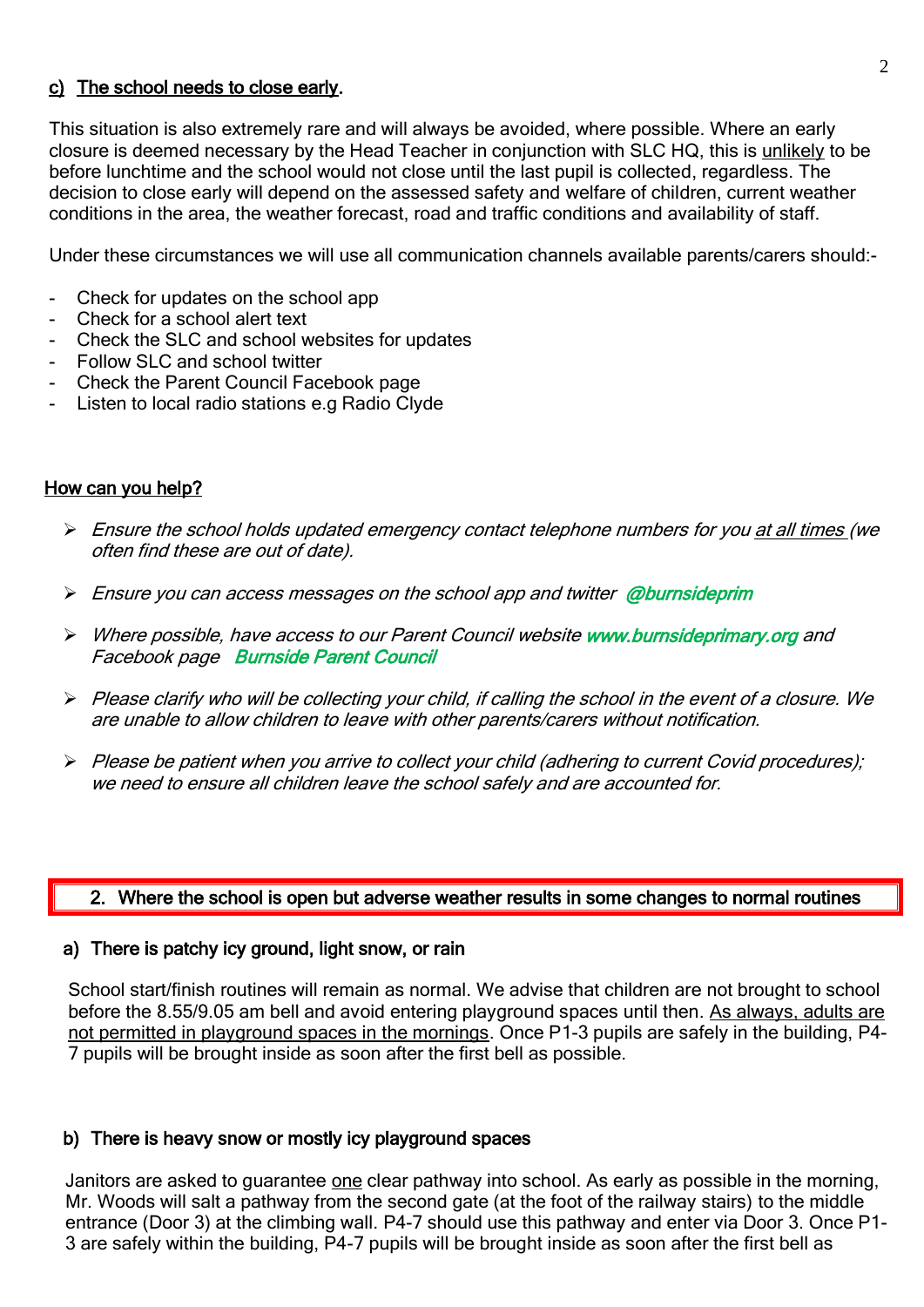### c) <u>The school needs to close early</u>.

This situation is also extremely rare and will always be avoided, where possible. Where an early closure is deemed necessary by the Head Teacher in conjunction with SLC HQ, this is <u>unlikely</u> to be before lunchtime and the school would not close until the last pupil is collected, regardless. The decision to close early will depend on the assessed safety and welfare of children, current weather conditions in the area, the weather forecast, road and traffic conditions and availability of staff.

Under these circumstances we will use all communication channels available parents/carers should:-

- Check for updates on the school app
- Check for a school alert text
- Check the SLC and school websites for updates
- Follow SLC and school twitter
- Check the Parent Council Facebook page
- Listen to local radio stations e.g Radio Clyde

### <u>How can you help?</u>

- *Ensure the school holds updated emergency contact telephone numbers for you <u>at all times</u> (we often find these are out of date).*
- *Ensure you can access messages on the school app and twitter* ***@burnsideprim***
- *Where possible, have access to our Parent Council website* ***www.burnsideprimary.org*** *and Facebook page* ***Burnside Parent Council***
- *Please clarify who will be collecting your child, if calling the school in the event of a closure. We are unable to allow children to leave with other parents/carers without notification.*
- *Please be patient when you arrive to collect your child (adhering to current Covid procedures); we need to ensure all children leave the school safely and are accounted for.*

## 2. Where the school is open but adverse weather results in some changes to normal routines

### a) There is patchy icy ground, light snow, or rain

School start/finish routines will remain as normal. We advise that children are not brought to school before the 8.55/9.05 am bell and avoid entering playground spaces until then. <u>As always, adults are not permitted in playground spaces in the mornings</u>. Once P1-3 pupils are safely in the building, P4-7 pupils will be brought inside as soon after the first bell as possible.

### b) There is heavy snow or mostly icy playground spaces

Janitors are asked to guarantee <u>one</u> clear pathway into school. As early as possible in the morning, Mr. Woods will salt a pathway from the second gate (at the foot of the railway stairs) to the middle entrance (Door 3) at the climbing wall. P4-7 should use this pathway and enter via Door 3. Once P1-3 are safely within the building, P4-7 pupils will be brought inside as soon after the first bell as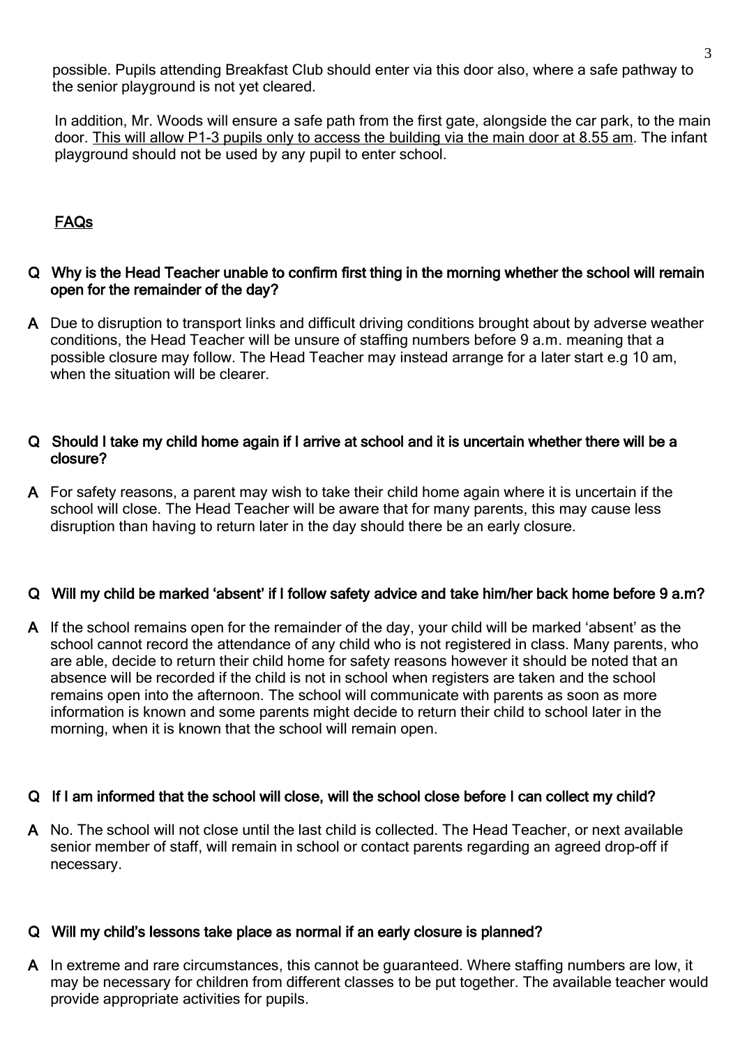possible. Pupils attending Breakfast Club should enter via this door also, where a safe pathway to the senior playground is not yet cleared.

In addition, Mr. Woods will ensure a safe path from the first gate, alongside the car park, to the main door. <u>This will allow P1-3 pupils only to access the building via the main door at 8.55 am</u>. The infant playground should not be used by any pupil to enter school.

## <u>FAQs</u>

**Q Why is the Head Teacher unable to confirm first thing in the morning whether the school will remain open for the remainder of the day?**

**A** Due to disruption to transport links and difficult driving conditions brought about by adverse weather conditions, the Head Teacher will be unsure of staffing numbers before 9 a.m. meaning that a possible closure may follow. The Head Teacher may instead arrange for a later start e.g 10 am, when the situation will be clearer.

**Q Should I take my child home again if I arrive at school and it is uncertain whether there will be a closure?**

**A** For safety reasons, a parent may wish to take their child home again where it is uncertain if the school will close. The Head Teacher will be aware that for many parents, this may cause less disruption than having to return later in the day should there be an early closure.

**Q Will my child be marked 'absent' if I follow safety advice and take him/her back home before 9 a.m?**

**A** If the school remains open for the remainder of the day, your child will be marked 'absent' as the school cannot record the attendance of any child who is not registered in class. Many parents, who are able, decide to return their child home for safety reasons however it should be noted that an absence will be recorded if the child is not in school when registers are taken and the school remains open into the afternoon. The school will communicate with parents as soon as more information is known and some parents might decide to return their child to school later in the morning, when it is known that the school will remain open.

**Q If I am informed that the school will close, will the school close before I can collect my child?**

**A** No. The school will not close until the last child is collected. The Head Teacher, or next available senior member of staff, will remain in school or contact parents regarding an agreed drop-off if necessary.

**Q Will my child's lessons take place as normal if an early closure is planned?**

**A** In extreme and rare circumstances, this cannot be guaranteed. Where staffing numbers are low, it may be necessary for children from different classes to be put together. The available teacher would provide appropriate activities for pupils.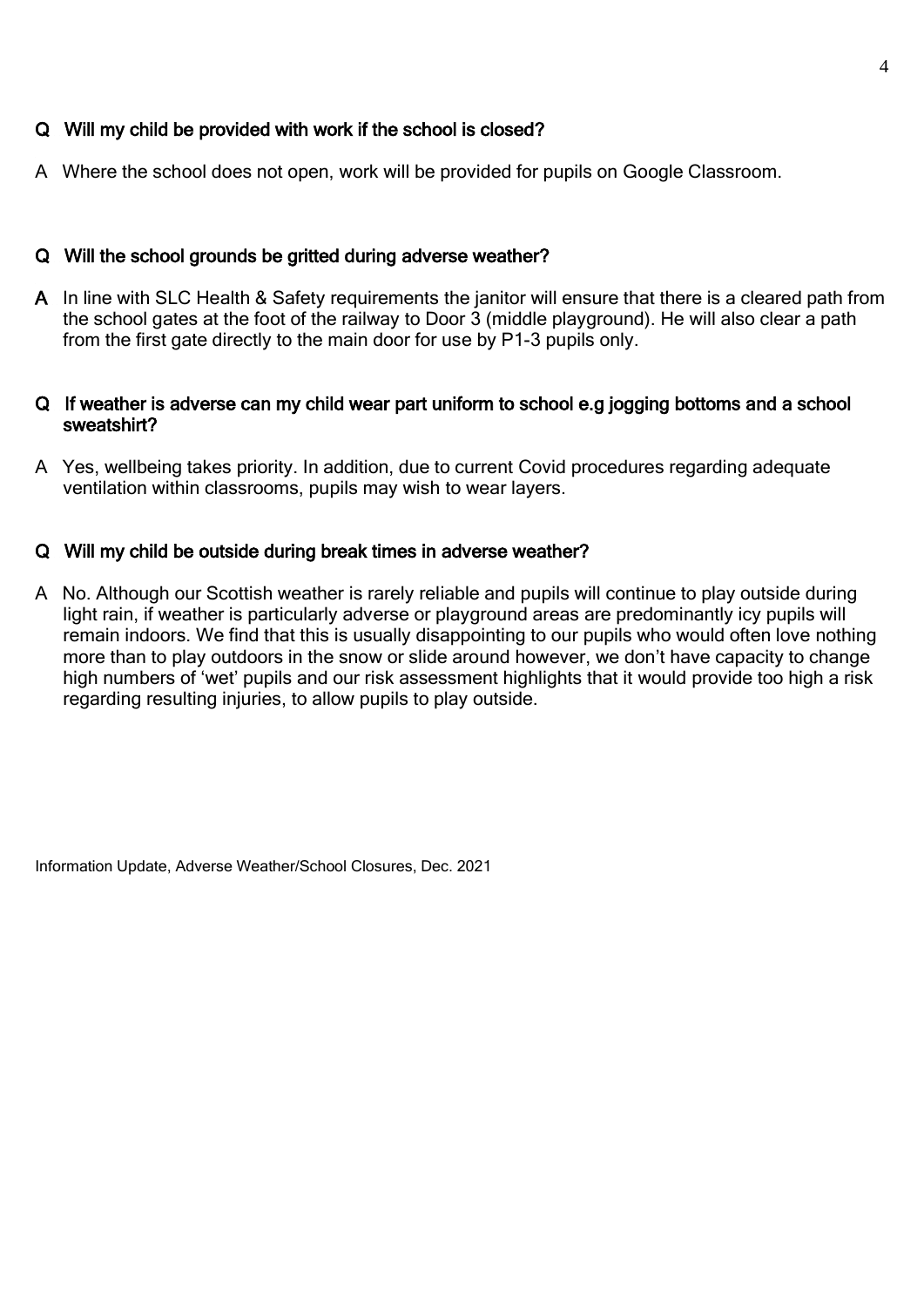**Q Will my child be provided with work if the school is closed?**

A Where the school does not open, work will be provided for pupils on Google Classroom.

**Q Will the school grounds be gritted during adverse weather?**

**A** In line with SLC Health & Safety requirements the janitor will ensure that there is a cleared path from the school gates at the foot of the railway to Door 3 (middle playground). He will also clear a path from the first gate directly to the main door for use by P1-3 pupils only.

**Q If weather is adverse can my child wear part uniform to school e.g jogging bottoms and a school sweatshirt?**

A Yes, wellbeing takes priority. In addition, due to current Covid procedures regarding adequate ventilation within classrooms, pupils may wish to wear layers.

**Q Will my child be outside during break times in adverse weather?**

A No. Although our Scottish weather is rarely reliable and pupils will continue to play outside during light rain, if weather is particularly adverse or playground areas are predominantly icy pupils will remain indoors. We find that this is usually disappointing to our pupils who would often love nothing more than to play outdoors in the snow or slide around however, we don't have capacity to change high numbers of 'wet' pupils and our risk assessment highlights that it would provide too high a risk regarding resulting injuries, to allow pupils to play outside.

Information Update, Adverse Weather/School Closures, Dec. 2021